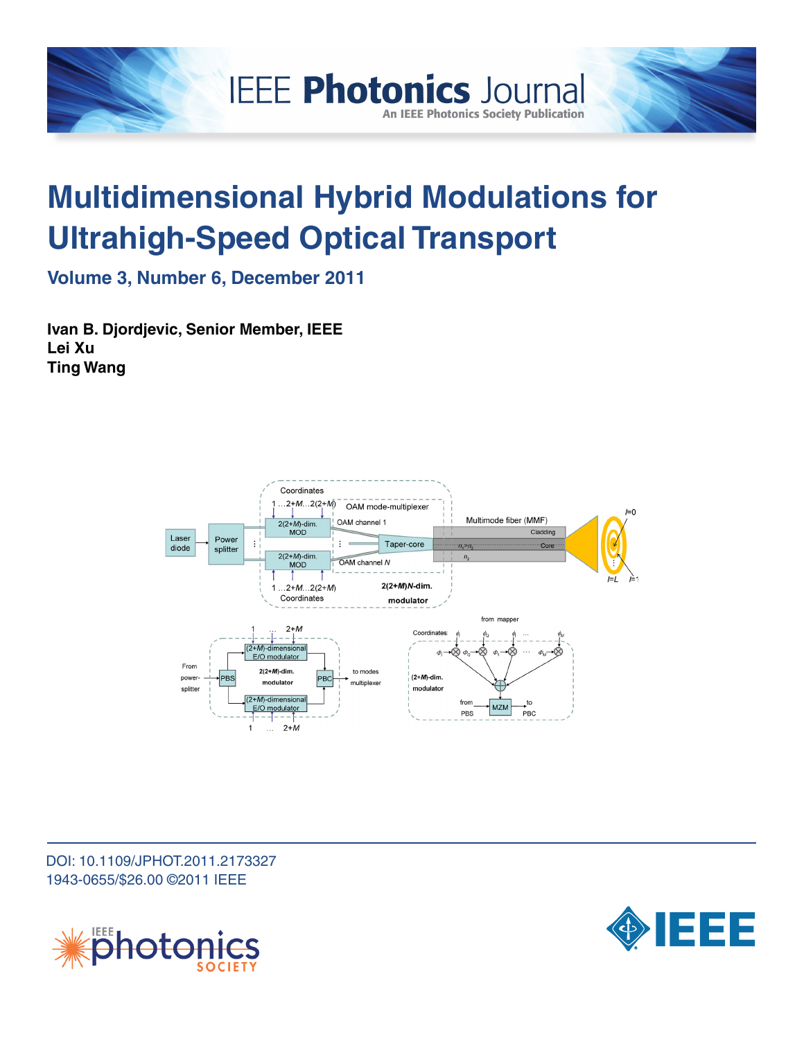# Multidimensional Hybrid Modulations for Ultrahigh-Speed Optical Transport

**Volume 3, Number 6, December 2011**

**Ivan B. Djordjevic, Senior Member, IEEE**
**Lei Xu**
**Ting Wang**

DOI: 10.1109/JPHOT.2011.2173327
1943-0655/$26.00 ©2011 IEEE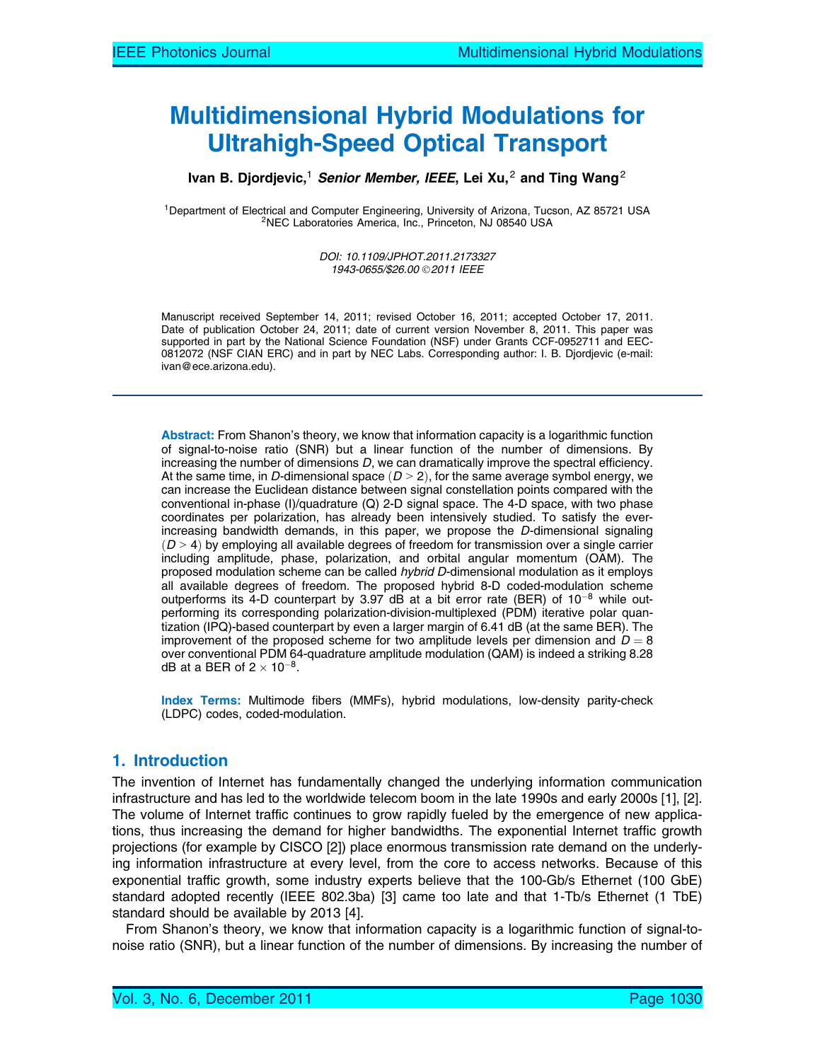# Multidimensional Hybrid Modulations for Ultrahigh-Speed Optical Transport

**Ivan B. Djordjevic,**[1] ***Senior Member, IEEE*****, Lei Xu,**[2] **and Ting Wang**[2]

[1]Department of Electrical and Computer Engineering, University of Arizona, Tucson, AZ 85721 USA
[2]NEC Laboratories America, Inc., Princeton, NJ 08540 USA

*DOI: 10.1109/JPHOT.2011.2173327*
*1943-0655/$26.00 ©2011 IEEE*

Manuscript received September 14, 2011; revised October 16, 2011; accepted October 17, 2011. Date of publication October 24, 2011; date of current version November 8, 2011. This paper was supported in part by the National Science Foundation (NSF) under Grants CCF-0952711 and EEC-0812072 (NSF CIAN ERC) and in part by NEC Labs. Corresponding author: I. B. Djordjevic (e-mail: ivan@ece.arizona.edu).

---

**Abstract:** From Shanon's theory, we know that information capacity is a logarithmic function of signal-to-noise ratio (SNR) but a linear function of the number of dimensions. By increasing the number of dimensions $D$, we can dramatically improve the spectral efficiency. At the same time, in $D$-dimensional space ($D > 2$), for the same average symbol energy, we can increase the Euclidean distance between signal constellation points compared with the conventional in-phase (I)/quadrature (Q) 2-D signal space. The 4-D space, with two phase coordinates per polarization, has already been intensively studied. To satisfy the ever-increasing bandwidth demands, in this paper, we propose the $D$-dimensional signaling ($D > 4$) by employing all available degrees of freedom for transmission over a single carrier including amplitude, phase, polarization, and orbital angular momentum (OAM). The proposed modulation scheme can be called *hybrid D-dimensional modulation* as it employs all available degrees of freedom. The proposed hybrid 8-D coded-modulation scheme outperforms its 4-D counterpart by 3.97 dB at a bit error rate (BER) of $10^{-8}$ while outperforming its corresponding polarization-division-multiplexed (PDM) iterative polar quantization (IPQ)-based counterpart by even a larger margin of 6.41 dB (at the same BER). The improvement of the proposed scheme for two amplitude levels per dimension and $D = 8$ over conventional PDM 64-quadrature amplitude modulation (QAM) is indeed a striking 8.28 dB at a BER of $2 \times 10^{-8}$.

**Index Terms:** Multimode fibers (MMFs), hybrid modulations, low-density parity-check (LDPC) codes, coded-modulation.

## 1. Introduction

The invention of Internet has fundamentally changed the underlying information communication infrastructure and has led to the worldwide telecom boom in the late 1990s and early 2000s [1], [2]. The volume of Internet traffic continues to grow rapidly fueled by the emergence of new applications, thus increasing the demand for higher bandwidths. The exponential Internet traffic growth projections (for example by CISCO [2]) place enormous transmission rate demand on the underlying information infrastructure at every level, from the core to access networks. Because of this exponential traffic growth, some industry experts believe that the 100-Gb/s Ethernet (100 GbE) standard adopted recently (IEEE 802.3ba) [3] came too late and that 1-Tb/s Ethernet (1 TbE) standard should be available by 2013 [4].

From Shanon's theory, we know that information capacity is a logarithmic function of signal-to-noise ratio (SNR), but a linear function of the number of dimensions. By increasing the number of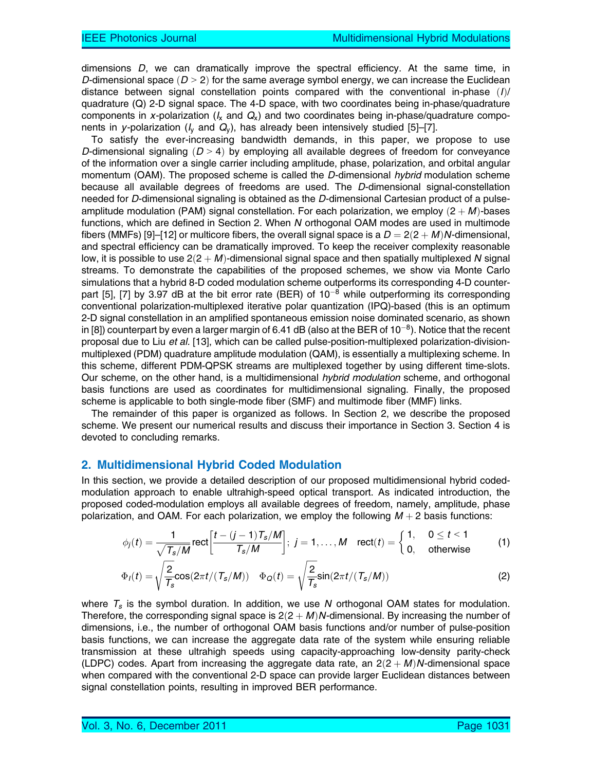dimensions $D$, we can dramatically improve the spectral efficiency. At the same time, in $D$-dimensional space ($D > 2$) for the same average symbol energy, we can increase the Euclidean distance between signal constellation points compared with the conventional in-phase ($I$)/quadrature (Q) 2-D signal space. The 4-D space, with two coordinates being in-phase/quadrature components in $x$-polarization ($I_x$ and $Q_x$) and two coordinates being in-phase/quadrature components in $y$-polarization ($I_y$ and $Q_y$), has already been intensively studied [5]–[7].

To satisfy the ever-increasing bandwidth demands, in this paper, we propose to use $D$-dimensional signaling ($D > 4$) by employing all available degrees of freedom for conveyance of the information over a single carrier including amplitude, phase, polarization, and orbital angular momentum (OAM). The proposed scheme is called the $D$-dimensional *hybrid* modulation scheme because all available degrees of freedoms are used. The $D$-dimensional signal-constellation needed for $D$-dimensional signaling is obtained as the $D$-dimensional Cartesian product of a pulse-amplitude modulation (PAM) signal constellation. For each polarization, we employ $(2 + M)$-bases functions, which are defined in Section 2. When $N$ orthogonal OAM modes are used in multimode fibers (MMFs) [9]–[12] or multicore fibers, the overall signal space is a $D = 2(2 + M)N$-dimensional, and spectral efficiency can be dramatically improved. To keep the receiver complexity reasonable low, it is possible to use $2(2 + M)$-dimensional signal space and then spatially multiplexed $N$ signal streams. To demonstrate the capabilities of the proposed schemes, we show via Monte Carlo simulations that a hybrid 8-D coded modulation scheme outperforms its corresponding 4-D counterpart [5], [7] by 3.97 dB at the bit error rate (BER) of $10^{-8}$ while outperforming its corresponding conventional polarization-multiplexed iterative polar quantization (IPQ)-based (this is an optimum 2-D signal constellation in an amplified spontaneous emission noise dominated scenario, as shown in [8]) counterpart by even a larger margin of 6.41 dB (also at the BER of $10^{-8}$). Notice that the recent proposal due to Liu *et al.* [13], which can be called pulse-position-multiplexed polarization-division-multiplexed (PDM) quadrature amplitude modulation (QAM), is essentially a multiplexing scheme. In this scheme, different PDM-QPSK streams are multiplexed together by using different time-slots. Our scheme, on the other hand, is a multidimensional *hybrid modulation* scheme, and orthogonal basis functions are used as coordinates for multidimensional signaling. Finally, the proposed scheme is applicable to both single-mode fiber (SMF) and multimode fiber (MMF) links.

The remainder of this paper is organized as follows. In Section 2, we describe the proposed scheme. We present our numerical results and discuss their importance in Section 3. Section 4 is devoted to concluding remarks.

## 2. Multidimensional Hybrid Coded Modulation

In this section, we provide a detailed description of our proposed multidimensional hybrid coded-modulation approach to enable ultrahigh-speed optical transport. As indicated introduction, the proposed coded-modulation employs all available degrees of freedom, namely, amplitude, phase polarization, and OAM. For each polarization, we employ the following $M + 2$ basis functions:

$$\phi_j(t) = \frac{1}{\sqrt{T_s/M}} \text{rect}\left[\frac{t - (j-1)T_s/M}{T_s/M}\right]; \; j = 1, \ldots, M \quad \text{rect}(t) = \begin{cases} 1, & 0 \leq t < 1 \\ 0, & \text{otherwise} \end{cases} \tag{1}$$

$$\Phi_I(t) = \sqrt{\frac{2}{T_s}} \cos(2\pi t/(T_s/M)) \quad \Phi_Q(t) = \sqrt{\frac{2}{T_s}} \sin(2\pi t/(T_s/M)) \tag{2}$$

where $T_s$ is the symbol duration. In addition, we use $N$ orthogonal OAM states for modulation. Therefore, the corresponding signal space is $2(2 + M)N$-dimensional. By increasing the number of dimensions, i.e., the number of orthogonal OAM basis functions and/or number of pulse-position basis functions, we can increase the aggregate data rate of the system while ensuring reliable transmission at these ultrahigh speeds using capacity-approaching low-density parity-check (LDPC) codes. Apart from increasing the aggregate data rate, an $2(2 + M)N$-dimensional space when compared with the conventional 2-D space can provide larger Euclidean distances between signal constellation points, resulting in improved BER performance.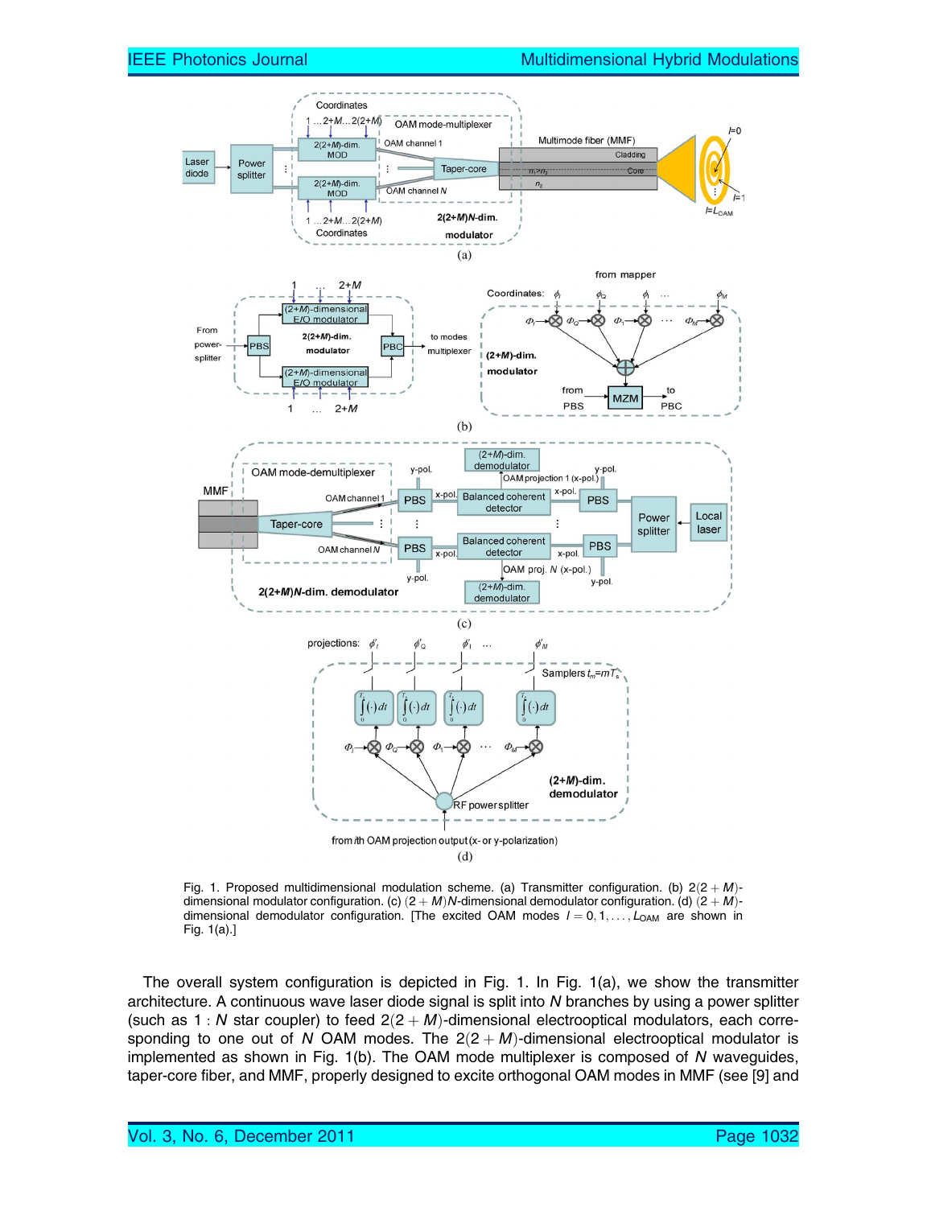Fig. 1. Proposed multidimensional modulation scheme. (a) Transmitter configuration. (b) $2(2+M)$-dimensional modulator configuration. (c) $(2+M)N$-dimensional demodulator configuration. (d) $(2+M)$-dimensional demodulator configuration. [The excited OAM modes $l = 0, 1, \ldots, L_{OAM}$ are shown in Fig. 1(a).]

The overall system configuration is depicted in Fig. 1. In Fig. 1(a), we show the transmitter architecture. A continuous wave laser diode signal is split into $N$ branches by using a power splitter (such as $1:N$ star coupler) to feed $2(2+M)$-dimensional electrooptical modulators, each corresponding to one out of $N$ OAM modes. The $2(2+M)$-dimensional electrooptical modulator is implemented as shown in Fig. 1(b). The OAM mode multiplexer is composed of $N$ waveguides, taper-core fiber, and MMF, properly designed to excite orthogonal OAM modes in MMF (see [9] and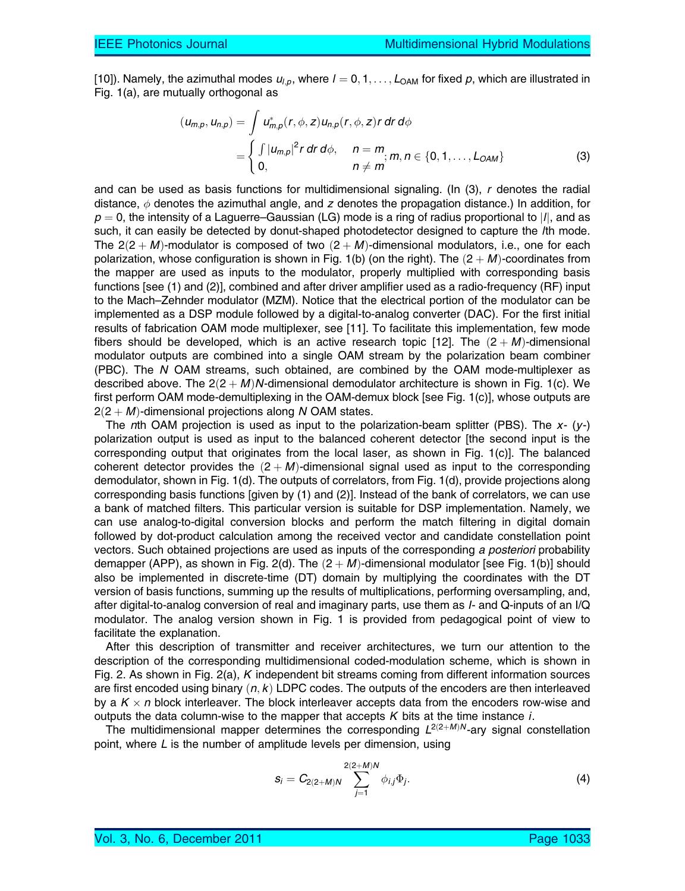[10]). Namely, the azimuthal modes $u_{l,p}$, where $l = 0, 1, \ldots, L_{\text{OAM}}$ for fixed $p$, which are illustrated in Fig. 1(a), are mutually orthogonal as

$$(u_{m,p}, u_{n,p}) = \int u_{m,p}^{*}(r, \phi, z) u_{n,p}(r, \phi, z) r \, dr \, d\phi$$
$$= \begin{cases} \int |u_{m,p}|^2 r \, dr \, d\phi, & n = m \\ 0, & n \neq m \end{cases}; m, n \in \{0, 1, \ldots, L_{OAM}\} \tag{3}$$

and can be used as basis functions for multidimensional signaling. (In (3), $r$ denotes the radial distance, $\phi$ denotes the azimuthal angle, and $z$ denotes the propagation distance.) In addition, for $p = 0$, the intensity of a Laguerre–Gaussian (LG) mode is a ring of radius proportional to $|l|$, and as such, it can easily be detected by donut-shaped photodetector designed to capture the $l$th mode. The $2(2+M)$-modulator is composed of two $(2+M)$-dimensional modulators, i.e., one for each polarization, whose configuration is shown in Fig. 1(b) (on the right). The $(2+M)$-coordinates from the mapper are used as inputs to the modulator, properly multiplied with corresponding basis functions [see (1) and (2)], combined and after driver amplifier used as a radio-frequency (RF) input to the Mach–Zehnder modulator (MZM). Notice that the electrical portion of the modulator can be implemented as a DSP module followed by a digital-to-analog converter (DAC). For the first initial results of fabrication OAM mode multiplexer, see [11]. To facilitate this implementation, few mode fibers should be developed, which is an active research topic [12]. The $(2+M)$-dimensional modulator outputs are combined into a single OAM stream by the polarization beam combiner (PBC). The $N$ OAM streams, such obtained, are combined by the OAM mode-multiplexer as described above. The $2(2+M)N$-dimensional demodulator architecture is shown in Fig. 1(c). We first perform OAM mode-demultiplexing in the OAM-demux block [see Fig. 1(c)], whose outputs are $2(2+M)$-dimensional projections along $N$ OAM states.

The $n$th OAM projection is used as input to the polarization-beam splitter (PBS). The $x$- ($y$-) polarization output is used as input to the balanced coherent detector [the second input is the corresponding output that originates from the local laser, as shown in Fig. 1(c)]. The balanced coherent detector provides the $(2+M)$-dimensional signal used as input to the corresponding demodulator, shown in Fig. 1(d). The outputs of correlators, from Fig. 1(d), provide projections along corresponding basis functions [given by (1) and (2)]. Instead of the bank of correlators, we can use a bank of matched filters. This particular version is suitable for DSP implementation. Namely, we can use analog-to-digital conversion blocks and perform the match filtering in digital domain followed by dot-product calculation among the received vector and candidate constellation point vectors. Such obtained projections are used as inputs of the corresponding *a posteriori* probability demapper (APP), as shown in Fig. 2(d). The $(2+M)$-dimensional modulator [see Fig. 1(b)] should also be implemented in discrete-time (DT) domain by multiplying the coordinates with the DT version of basis functions, summing up the results of multiplications, performing oversampling, and, after digital-to-analog conversion of real and imaginary parts, use them as $I$- and Q-inputs of an I/Q modulator. The analog version shown in Fig. 1 is provided from pedagogical point of view to facilitate the explanation.

After this description of transmitter and receiver architectures, we turn our attention to the description of the corresponding multidimensional coded-modulation scheme, which is shown in Fig. 2. As shown in Fig. 2(a), $K$ independent bit streams coming from different information sources are first encoded using binary $(n, k)$ LDPC codes. The outputs of the encoders are then interleaved by a $K \times n$ block interleaver. The block interleaver accepts data from the encoders row-wise and outputs the data column-wise to the mapper that accepts $K$ bits at the time instance $i$.

The multidimensional mapper determines the corresponding $L^{2(2+M)N}$-ary signal constellation point, where $L$ is the number of amplitude levels per dimension, using

$$s_i = C_{2(2+M)N} \sum_{j=1}^{2(2+M)N} \phi_{i,j} \Phi_j. \tag{4}$$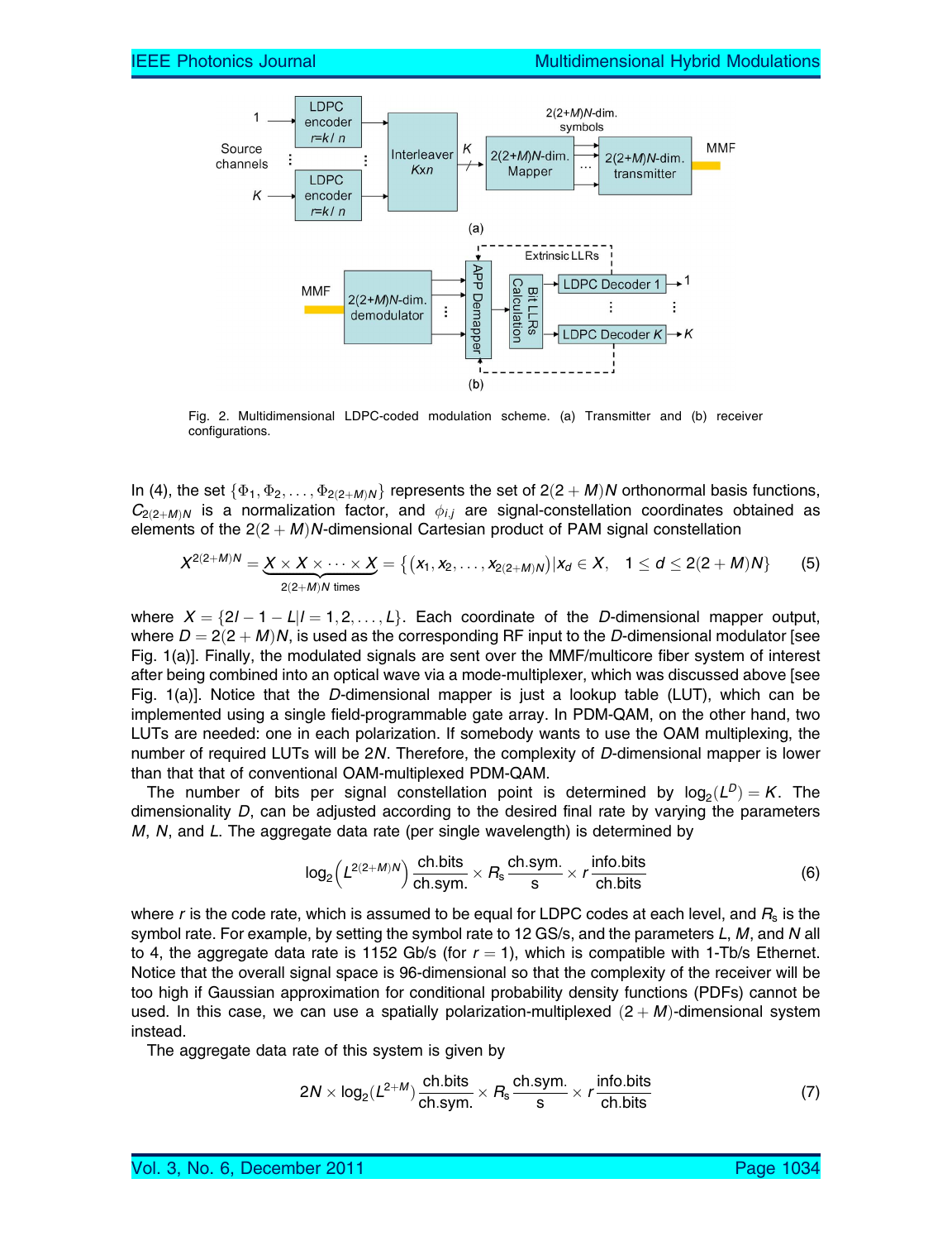Fig. 2. Multidimensional LDPC-coded modulation scheme. (a) Transmitter and (b) receiver configurations.

In (4), the set $\{\Phi_1, \Phi_2, \ldots, \Phi_{2(2+M)N}\}$ represents the set of $2(2+M)N$ orthonormal basis functions, $C_{2(2+M)N}$ is a normalization factor, and $\phi_{i,j}$ are signal-constellation coordinates obtained as elements of the $2(2+M)N$-dimensional Cartesian product of PAM signal constellation

$$X^{2(2+M)N} = \underbrace{X \times X \times \cdots \times X}_{2(2+M)N \text{ times}} = \left\{ \left(x_1, x_2, \ldots, x_{2(2+M)N}\right) | x_d \in X, \quad 1 \leq d \leq 2(2+M)N \right\} \tag{5}$$

where $X = \{2l - 1 - L | l = 1, 2, \ldots, L\}$. Each coordinate of the $D$-dimensional mapper output, where $D = 2(2+M)N$, is used as the corresponding RF input to the $D$-dimensional modulator [see Fig. 1(a)]. Finally, the modulated signals are sent over the MMF/multicore fiber system of interest after being combined into an optical wave via a mode-multiplexer, which was discussed above [see Fig. 1(a)]. Notice that the $D$-dimensional mapper is just a lookup table (LUT), which can be implemented using a single field-programmable gate array. In PDM-QAM, on the other hand, two LUTs are needed: one in each polarization. If somebody wants to use the OAM multiplexing, the number of required LUTs will be $2N$. Therefore, the complexity of $D$-dimensional mapper is lower than that that of conventional OAM-multiplexed PDM-QAM.

The number of bits per signal constellation point is determined by $\log_2(L^D) = K$. The dimensionality $D$, can be adjusted according to the desired final rate by varying the parameters $M$, $N$, and $L$. The aggregate data rate (per single wavelength) is determined by

$$\log_2\left(L^{2(2+M)N}\right) \frac{\text{ch.bits}}{\text{ch.sym.}} \times R_s \frac{\text{ch.sym.}}{\text{s}} \times r \frac{\text{info.bits}}{\text{ch.bits}} \tag{6}$$

where $r$ is the code rate, which is assumed to be equal for LDPC codes at each level, and $R_s$ is the symbol rate. For example, by setting the symbol rate to 12 GS/s, and the parameters $L$, $M$, and $N$ all to 4, the aggregate data rate is 1152 Gb/s (for $r = 1$), which is compatible with 1-Tb/s Ethernet. Notice that the overall signal space is 96-dimensional so that the complexity of the receiver will be too high if Gaussian approximation for conditional probability density functions (PDFs) cannot be used. In this case, we can use a spatially polarization-multiplexed $(2+M)$-dimensional system instead.

The aggregate data rate of this system is given by

$$2N \times \log_2\left(L^{2+M}\right) \frac{\text{ch.bits}}{\text{ch.sym.}} \times R_s \frac{\text{ch.sym.}}{\text{s}} \times r \frac{\text{info.bits}}{\text{ch.bits}} \tag{7}$$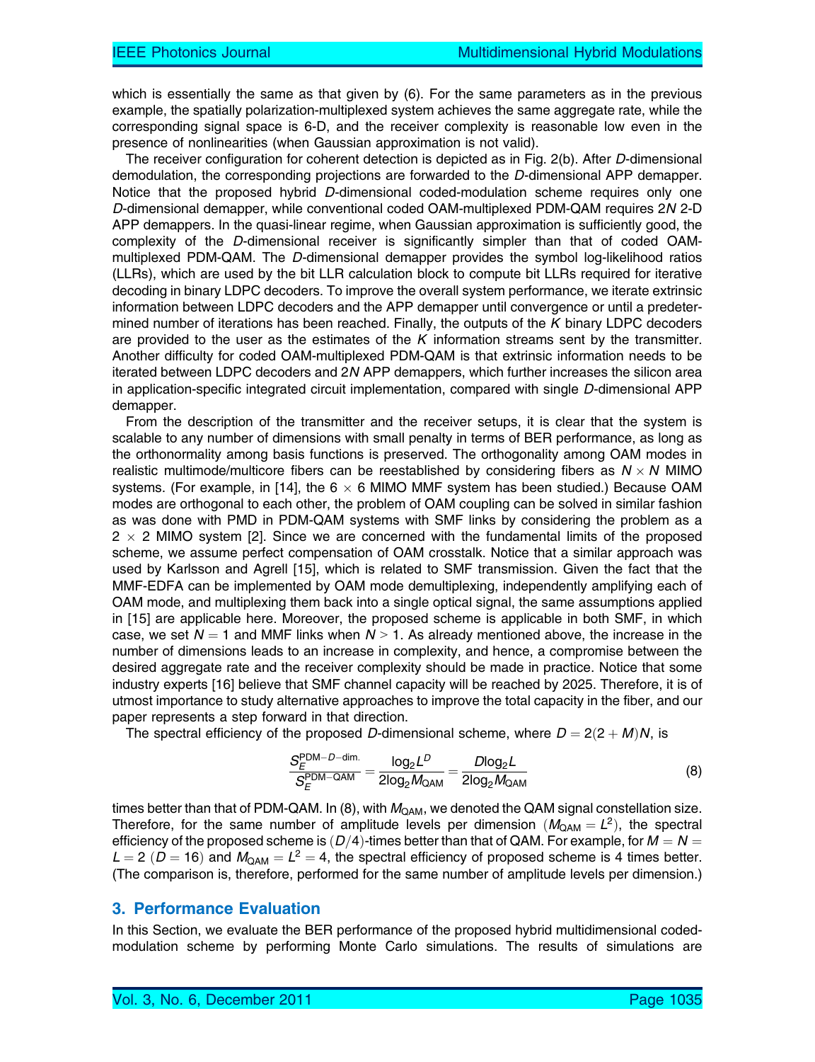which is essentially the same as that given by (6). For the same parameters as in the previous example, the spatially polarization-multiplexed system achieves the same aggregate rate, while the corresponding signal space is 6-D, and the receiver complexity is reasonable low even in the presence of nonlinearities (when Gaussian approximation is not valid).

The receiver configuration for coherent detection is depicted as in Fig. 2(b). After $D$-dimensional demodulation, the corresponding projections are forwarded to the $D$-dimensional APP demapper. Notice that the proposed hybrid $D$-dimensional coded-modulation scheme requires only one $D$-dimensional demapper, while conventional coded OAM-multiplexed PDM-QAM requires $2N$ 2-D APP demappers. In the quasi-linear regime, when Gaussian approximation is sufficiently good, the complexity of the $D$-dimensional receiver is significantly simpler than that of coded OAM-multiplexed PDM-QAM. The $D$-dimensional demapper provides the symbol log-likelihood ratios (LLRs), which are used by the bit LLR calculation block to compute bit LLRs required for iterative decoding in binary LDPC decoders. To improve the overall system performance, we iterate extrinsic information between LDPC decoders and the APP demapper until convergence or until a predetermined number of iterations has been reached. Finally, the outputs of the $K$ binary LDPC decoders are provided to the user as the estimates of the $K$ information streams sent by the transmitter. Another difficulty for coded OAM-multiplexed PDM-QAM is that extrinsic information needs to be iterated between LDPC decoders and $2N$ APP demappers, which further increases the silicon area in application-specific integrated circuit implementation, compared with single $D$-dimensional APP demapper.

From the description of the transmitter and the receiver setups, it is clear that the system is scalable to any number of dimensions with small penalty in terms of BER performance, as long as the orthonormality among basis functions is preserved. The orthogonality among OAM modes in realistic multimode/multicore fibers can be reestablished by considering fibers as $N \times N$ MIMO systems. (For example, in [14], the $6 \times 6$ MIMO MMF system has been studied.) Because OAM modes are orthogonal to each other, the problem of OAM coupling can be solved in similar fashion as was done with PMD in PDM-QAM systems with SMF links by considering the problem as a $2 \times 2$ MIMO system [2]. Since we are concerned with the fundamental limits of the proposed scheme, we assume perfect compensation of OAM crosstalk. Notice that a similar approach was used by Karlsson and Agrell [15], which is related to SMF transmission. Given the fact that the MMF-EDFA can be implemented by OAM mode demultiplexing, independently amplifying each of OAM mode, and multiplexing them back into a single optical signal, the same assumptions applied in [15] are applicable here. Moreover, the proposed scheme is applicable in both SMF, in which case, we set $N = 1$ and MMF links when $N > 1$. As already mentioned above, the increase in the number of dimensions leads to an increase in complexity, and hence, a compromise between the desired aggregate rate and the receiver complexity should be made in practice. Notice that some industry experts [16] believe that SMF channel capacity will be reached by 2025. Therefore, it is of utmost importance to study alternative approaches to improve the total capacity in the fiber, and our paper represents a step forward in that direction.

The spectral efficiency of the proposed $D$-dimensional scheme, where $D = 2(2 + M)N$, is

$$\frac{S_E^{\text{PDM}-D-\text{dim.}}}{S_E^{\text{PDM}-\text{QAM}}} = \frac{\log_2 L^D}{2\log_2 M_{\text{QAM}}} = \frac{D\log_2 L}{2\log_2 M_{\text{QAM}}} \tag{8}$$

times better than that of PDM-QAM. In (8), with $M_{\text{QAM}}$, we denoted the QAM signal constellation size. Therefore, for the same number of amplitude levels per dimension ($M_{\text{QAM}} = L^2$), the spectral efficiency of the proposed scheme is $(D/4)$-times better than that of QAM. For example, for $M = N = L = 2$ ($D = 16$) and $M_{\text{QAM}} = L^2 = 4$, the spectral efficiency of proposed scheme is 4 times better. (The comparison is, therefore, performed for the same number of amplitude levels per dimension.)

## 3. Performance Evaluation

In this Section, we evaluate the BER performance of the proposed hybrid multidimensional coded-modulation scheme by performing Monte Carlo simulations. The results of simulations are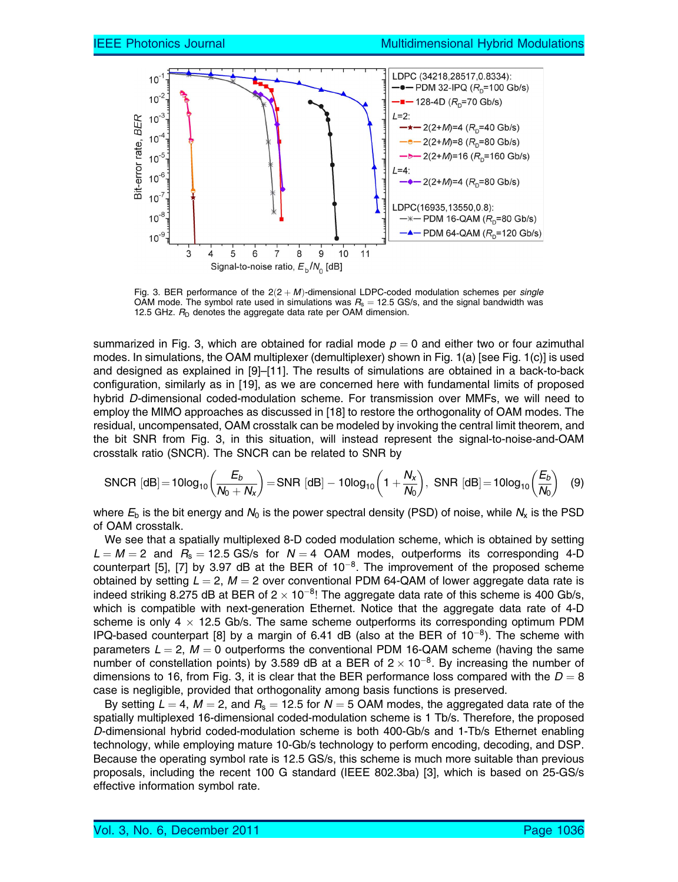Fig. 3. BER performance of the $2(2+M)$-dimensional LDPC-coded modulation schemes per *single* OAM mode. The symbol rate used in simulations was $R_s = 12.5$ GS/s, and the signal bandwidth was 12.5 GHz. $R_D$ denotes the aggregate data rate per OAM dimension.

summarized in Fig. 3, which are obtained for radial mode $p = 0$ and either two or four azimuthal modes. In simulations, the OAM multiplexer (demultiplexer) shown in Fig. 1(a) [see Fig. 1(c)] is used and designed as explained in [9]–[11]. The results of simulations are obtained in a back-to-back configuration, similarly as in [19], as we are concerned here with fundamental limits of proposed hybrid $D$-dimensional coded-modulation scheme. For transmission over MMFs, we will need to employ the MIMO approaches as discussed in [18] to restore the orthogonality of OAM modes. The residual, uncompensated, OAM crosstalk can be modeled by invoking the central limit theorem, and the bit SNR from Fig. 3, in this situation, will instead represent the signal-to-noise-and-OAM crosstalk ratio (SNCR). The SNCR can be related to SNR by

$$\text{SNCR [dB]} = 10\log_{10}\left(\frac{E_b}{N_0 + N_x}\right) = \text{SNR [dB]} - 10\log_{10}\left(1 + \frac{N_x}{N_0}\right), \ \text{SNR [dB]} = 10\log_{10}\left(\frac{E_b}{N_0}\right) \quad (9)$$

where $E_b$ is the bit energy and $N_0$ is the power spectral density (PSD) of noise, while $N_x$ is the PSD of OAM crosstalk.

We see that a spatially multiplexed 8-D coded modulation scheme, which is obtained by setting $L = M = 2$ and $R_s = 12.5$ GS/s for $N = 4$ OAM modes, outperforms its corresponding 4-D counterpart [5], [7] by 3.97 dB at the BER of $10^{-8}$. The improvement of the proposed scheme obtained by setting $L = 2$, $M = 2$ over conventional PDM 64-QAM of lower aggregate data rate is indeed striking 8.275 dB at BER of $2 \times 10^{-8}$! The aggregate data rate of this scheme is 400 Gb/s, which is compatible with next-generation Ethernet. Notice that the aggregate data rate of 4-D scheme is only $4 \times 12.5$ Gb/s. The same scheme outperforms its corresponding optimum PDM IPQ-based counterpart [8] by a margin of 6.41 dB (also at the BER of $10^{-8}$). The scheme with parameters $L = 2$, $M = 0$ outperforms the conventional PDM 16-QAM scheme (having the same number of constellation points) by 3.589 dB at a BER of $2 \times 10^{-8}$. By increasing the number of dimensions to 16, from Fig. 3, it is clear that the BER performance loss compared with the $D = 8$ case is negligible, provided that orthogonality among basis functions is preserved.

By setting $L = 4$, $M = 2$, and $R_s = 12.5$ for $N = 5$ OAM modes, the aggregated data rate of the spatially multiplexed 16-dimensional coded-modulation scheme is 1 Tb/s. Therefore, the proposed $D$-dimensional hybrid coded-modulation scheme is both 400-Gb/s and 1-Tb/s Ethernet enabling technology, while employing mature 10-Gb/s technology to perform encoding, decoding, and DSP. Because the operating symbol rate is 12.5 GS/s, this scheme is much more suitable than previous proposals, including the recent 100 G standard (IEEE 802.3ba) [3], which is based on 25-GS/s effective information symbol rate.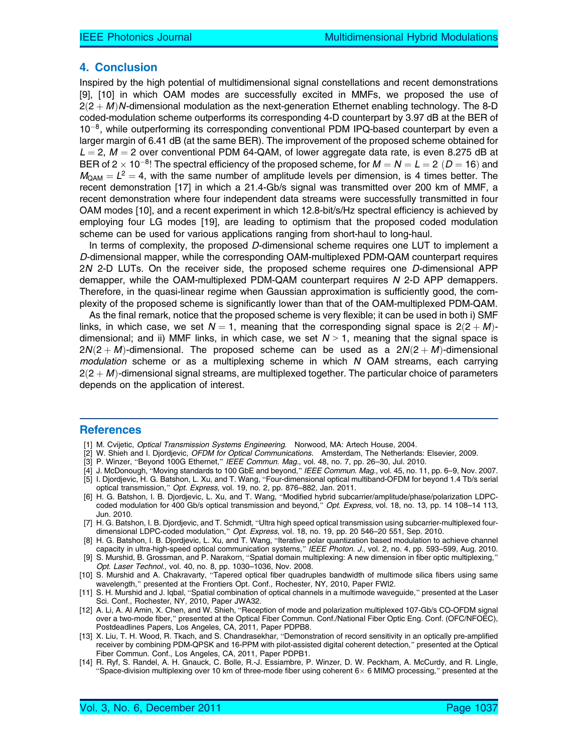## 4. Conclusion

Inspired by the high potential of multidimensional signal constellations and recent demonstrations [9], [10] in which OAM modes are successfully excited in MMFs, we proposed the use of $2(2+M)N$-dimensional modulation as the next-generation Ethernet enabling technology. The 8-D coded-modulation scheme outperforms its corresponding 4-D counterpart by 3.97 dB at the BER of $10^{-8}$, while outperforming its corresponding conventional PDM IPQ-based counterpart by even a larger margin of 6.41 dB (at the same BER). The improvement of the proposed scheme obtained for $L=2$, $M=2$ over conventional PDM 64-QAM, of lower aggregate data rate, is even 8.275 dB at BER of $2 \times 10^{-8}$! The spectral efficiency of the proposed scheme, for $M=N=L=2$ $(D=16)$ and $M_{\text{QAM}}=L^2=4$, with the same number of amplitude levels per dimension, is 4 times better. The recent demonstration [17] in which a 21.4-Gb/s signal was transmitted over 200 km of MMF, a recent demonstration where four independent data streams were successfully transmitted in four OAM modes [10], and a recent experiment in which 12.8-bit/s/Hz spectral efficiency is achieved by employing four LG modes [19], are leading to optimism that the proposed coded modulation scheme can be used for various applications ranging from short-haul to long-haul.

In terms of complexity, the proposed $D$-dimensional scheme requires one LUT to implement a $D$-dimensional mapper, while the corresponding OAM-multiplexed PDM-QAM counterpart requires $2N$ 2-D LUTs. On the receiver side, the proposed scheme requires one $D$-dimensional APP demapper, while the OAM-multiplexed PDM-QAM counterpart requires $N$ 2-D APP demappers. Therefore, in the quasi-linear regime when Gaussian approximation is sufficiently good, the complexity of the proposed scheme is significantly lower than that of the OAM-multiplexed PDM-QAM.

As the final remark, notice that the proposed scheme is very flexible; it can be used in both i) SMF links, in which case, we set $N=1$, meaning that the corresponding signal space is $2(2+M)$-dimensional; and ii) MMF links, in which case, we set $N>1$, meaning that the signal space is $2N(2+M)$-dimensional. The proposed scheme can be used as a $2N(2+M)$-dimensional *modulation* scheme or as a multiplexing scheme in which $N$ OAM streams, each carrying $2(2+M)$-dimensional signal streams, are multiplexed together. The particular choice of parameters depends on the application of interest.

## References

[1] M. Cvijetic, *Optical Transmission Systems Engineering*. Norwood, MA: Artech House, 2004.

[2] W. Shieh and I. Djordjevic, *OFDM for Optical Communications*. Amsterdam, The Netherlands: Elsevier, 2009.

[3] P. Winzer, "Beyond 100G Ethernet," *IEEE Commun. Mag.*, vol. 48, no. 7, pp. 26–30, Jul. 2010.

[4] J. McDonough, "Moving standards to 100 GbE and beyond," *IEEE Commun. Mag.*, vol. 45, no. 11, pp. 6–9, Nov. 2007.

[5] I. Djordjevic, H. G. Batshon, L. Xu, and T. Wang, "Four-dimensional optical multiband-OFDM for beyond 1.4 Tb/s serial optical transmission," *Opt. Express*, vol. 19, no. 2, pp. 876–882, Jan. 2011.

[6] H. G. Batshon, I. B. Djordjevic, L. Xu, and T. Wang, "Modified hybrid subcarrier/amplitude/phase/polarization LDPC-coded modulation for 400 Gb/s optical transmission and beyond," *Opt. Express*, vol. 18, no. 13, pp. 14 108–14 113, Jun. 2010.

[7] H. G. Batshon, I. B. Djordjevic, and T. Schmidt, "Ultra high speed optical transmission using subcarrier-multiplexed four-dimensional LDPC-coded modulation," *Opt. Express*, vol. 18, no. 19, pp. 20 546–20 551, Sep. 2010.

[8] H. G. Batshon, I. B. Djordjevic, L. Xu, and T. Wang, "Iterative polar quantization based modulation to achieve channel capacity in ultra-high-speed optical communication systems," *IEEE Photon. J.*, vol. 2, no. 4, pp. 593–599, Aug. 2010.

[9] S. Murshid, B. Grossman, and P. Narakorn, "Spatial domain multiplexing: A new dimension in fiber optic multiplexing," *Opt. Laser Technol.*, vol. 40, no. 8, pp. 1030–1036, Nov. 2008.

[10] S. Murshid and A. Chakravarty, "Tapered optical fiber quadruples bandwidth of multimode silica fibers using same wavelength," presented at the Frontiers Opt. Conf., Rochester, NY, 2010, Paper FWI2.

[11] S. H. Murshid and J. Iqbal, "Spatial combination of optical channels in a multimode waveguide," presented at the Laser Sci. Conf., Rochester, NY, 2010, Paper JWA32.

[12] A. Li, A. Al Amin, X. Chen, and W. Shieh, "Reception of mode and polarization multiplexed 107-Gb/s CO-OFDM signal over a two-mode fiber," presented at the Optical Fiber Commun. Conf./National Fiber Optic Eng. Conf. (OFC/NFOEC), Postdeadlines Papers, Los Angeles, CA, 2011, Paper PDPB8.

[13] X. Liu, T. H. Wood, R. Tkach, and S. Chandrasekhar, "Demonstration of record sensitivity in an optically pre-amplified receiver by combining PDM-QPSK and 16-PPM with pilot-assisted digital coherent detection," presented at the Optical Fiber Commun. Conf., Los Angeles, CA, 2011, Paper PDPB1.

[14] R. Ryf, S. Randel, A. H. Gnauck, C. Bolle, R.-J. Essiambre, P. Winzer, D. W. Peckham, A. McCurdy, and R. Lingle, "Space-division multiplexing over 10 km of three-mode fiber using coherent 6× 6 MIMO processing," presented at the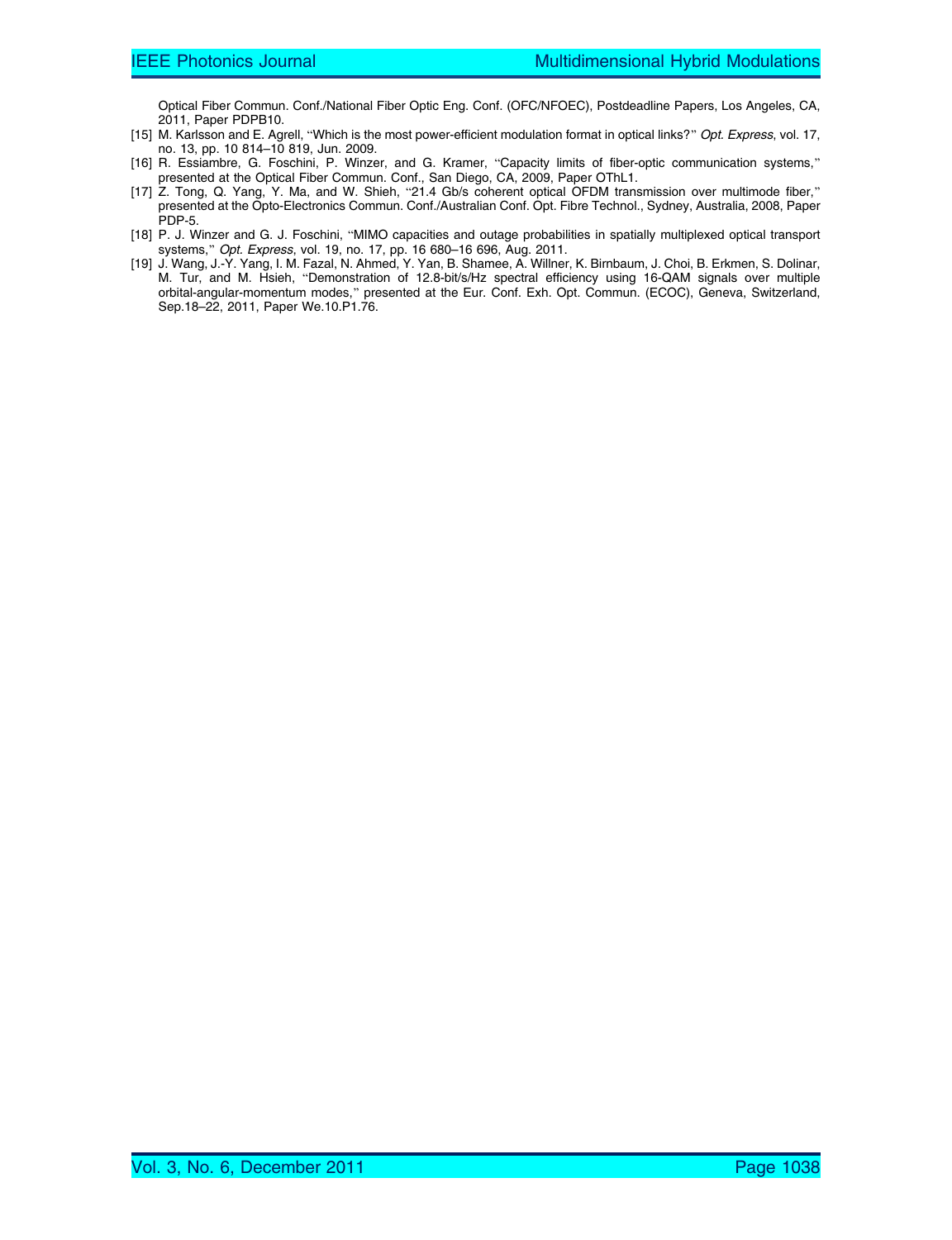Optical Fiber Commun. Conf./National Fiber Optic Eng. Conf. (OFC/NFOEC), Postdeadline Papers, Los Angeles, CA, 2011, Paper PDPB10.

[15] M. Karlsson and E. Agrell, "Which is the most power-efficient modulation format in optical links?" *Opt. Express*, vol. 17, no. 13, pp. 10 814–10 819, Jun. 2009.

[16] R. Essiambre, G. Foschini, P. Winzer, and G. Kramer, "Capacity limits of fiber-optic communication systems," presented at the Optical Fiber Commun. Conf., San Diego, CA, 2009, Paper OThL1.

[17] Z. Tong, Q. Yang, Y. Ma, and W. Shieh, "21.4 Gb/s coherent optical OFDM transmission over multimode fiber," presented at the Opto-Electronics Commun. Conf./Australian Conf. Opt. Fibre Technol., Sydney, Australia, 2008, Paper PDP-5.

[18] P. J. Winzer and G. J. Foschini, "MIMO capacities and outage probabilities in spatially multiplexed optical transport systems," *Opt. Express*, vol. 19, no. 17, pp. 16 680–16 696, Aug. 2011.

[19] J. Wang, J.-Y. Yang, I. M. Fazal, N. Ahmed, Y. Yan, B. Shamee, A. Willner, K. Birnbaum, J. Choi, B. Erkmen, S. Dolinar, M. Tur, and M. Hsieh, "Demonstration of 12.8-bit/s/Hz spectral efficiency using 16-QAM signals over multiple orbital-angular-momentum modes," presented at the Eur. Conf. Exh. Opt. Commun. (ECOC), Geneva, Switzerland, Sep.18–22, 2011, Paper We.10.P1.76.